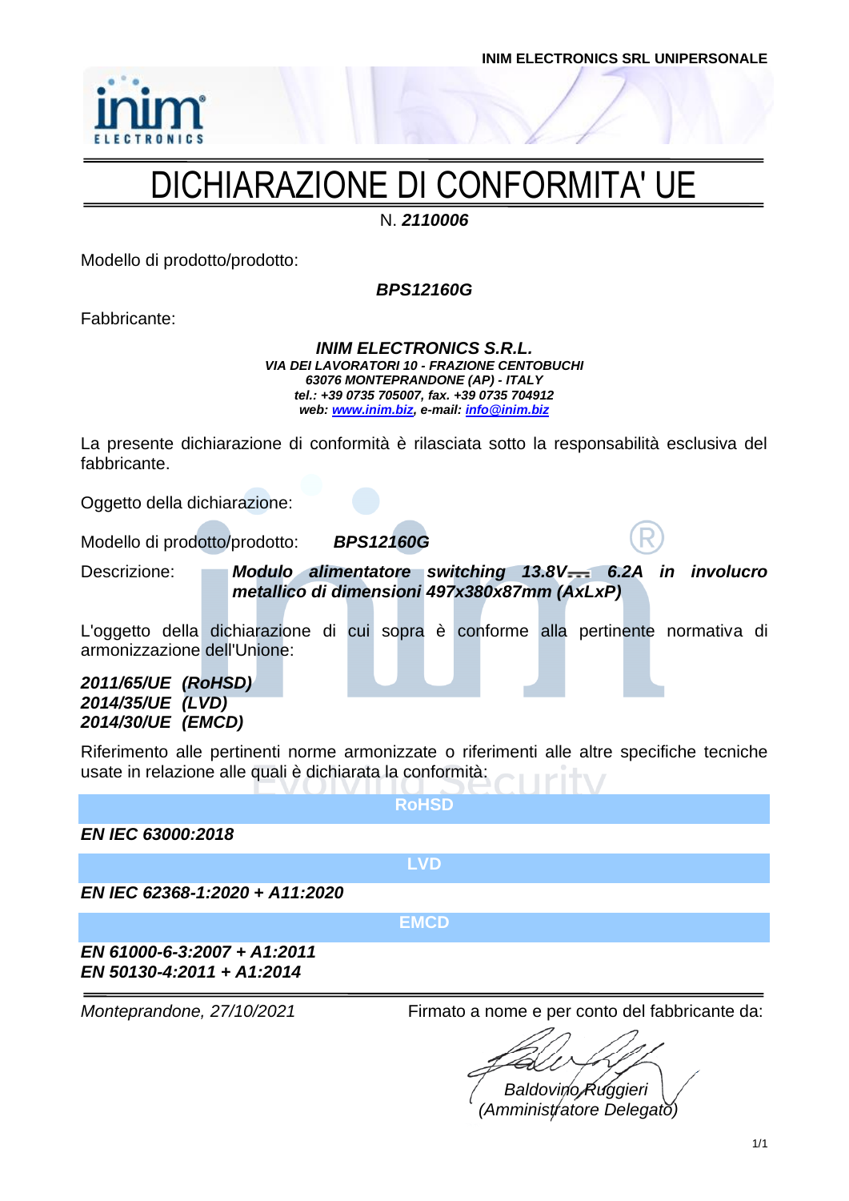INIM ELECTRONICS SRL UNIPERSONALE

# DICHIARAZIONE DI CONFORMITA' UE

N. ***2110006***

Modello di prodotto/prodotto:

***BPS12160G***

Fabbricante:

***INIM ELECTRONICS S.R.L.***
***VIA DEI LAVORATORI 10 - FRAZIONE CENTOBUCHI***
***63076 MONTEPRANDONE (AP) - ITALY***
***tel.: +39 0735 705007, fax. +39 0735 704912***
***web: www.inim.biz, e-mail: info@inim.biz***

La presente dichiarazione di conformità è rilasciata sotto la responsabilità esclusiva del fabbricante.

Oggetto della dichiarazione:

Modello di prodotto/prodotto: ***BPS12160G***

Descrizione: ***Modulo alimentatore switching 13.8V⎓ 6.2A in involucro metallico di dimensioni 497x380x87mm (AxLxP)***

L'oggetto della dichiarazione di cui sopra è conforme alla pertinente normativa di armonizzazione dell'Unione:

***2011/65/UE (RoHSD)***
***2014/35/UE (LVD)***
***2014/30/UE (EMCD)***

Riferimento alle pertinenti norme armonizzate o riferimenti alle altre specifiche tecniche usate in relazione alle quali è dichiarata la conformità:

**RoHSD**

***EN IEC 63000:2018***

**LVD**

***EN IEC 62368-1:2020 + A11:2020***

**EMCD**

***EN 61000-6-3:2007 + A1:2011***
***EN 50130-4:2011 + A1:2014***

*Monteprandone, 27/10/2021*

Firmato a nome e per conto del fabbricante da:

*Baldovino Ruggieri*
*(Amministratore Delegato)*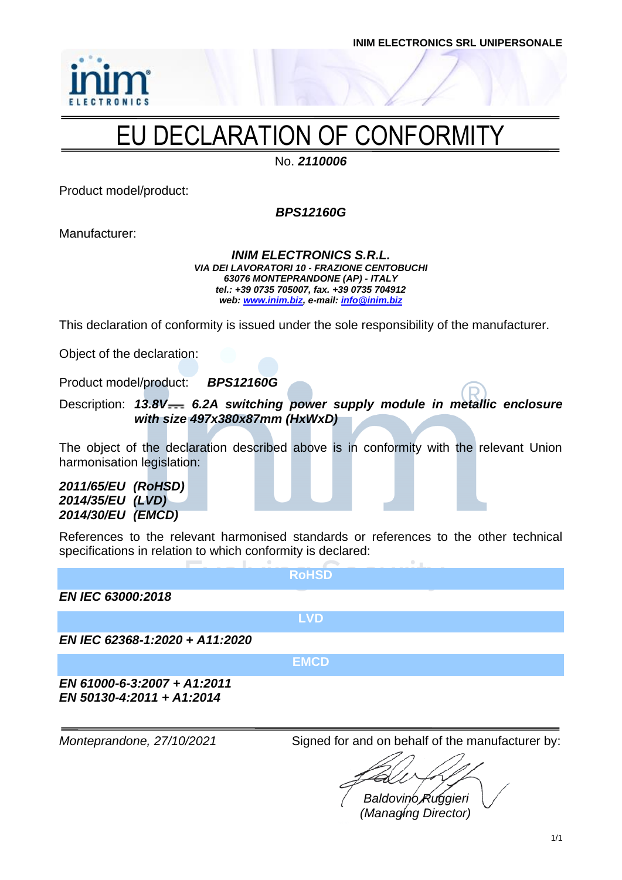INIM ELECTRONICS SRL UNIPERSONALE

# EU DECLARATION OF CONFORMITY

No. ***2110006***

Product model/product:

***BPS12160G***

Manufacturer:

***INIM ELECTRONICS S.R.L.***
***VIA DEI LAVORATORI 10 - FRAZIONE CENTOBUCHI***
***63076 MONTEPRANDONE (AP) - ITALY***
***tel.: +39 0735 705007, fax. +39 0735 704912***
***web: www.inim.biz, e-mail: info@inim.biz***

This declaration of conformity is issued under the sole responsibility of the manufacturer.

Object of the declaration:

Product model/product: ***BPS12160G***

Description: ***13.8V⎓ 6.2A switching power supply module in metallic enclosure with size 497x380x87mm (HxWxD)***

The object of the declaration described above is in conformity with the relevant Union harmonisation legislation:

***2011/65/EU (RoHSD)***
***2014/35/EU (LVD)***
***2014/30/EU (EMCD)***

References to the relevant harmonised standards or references to the other technical specifications in relation to which conformity is declared:

**RoHSD**

***EN IEC 63000:2018***

**LVD**

***EN IEC 62368-1:2020 + A11:2020***

**EMCD**

***EN 61000-6-3:2007 + A1:2011***
***EN 50130-4:2011 + A1:2014***

*Monteprandone, 27/10/2021*

Signed for and on behalf of the manufacturer by:

*Baldovino Ruggieri*
*(Managing Director)*